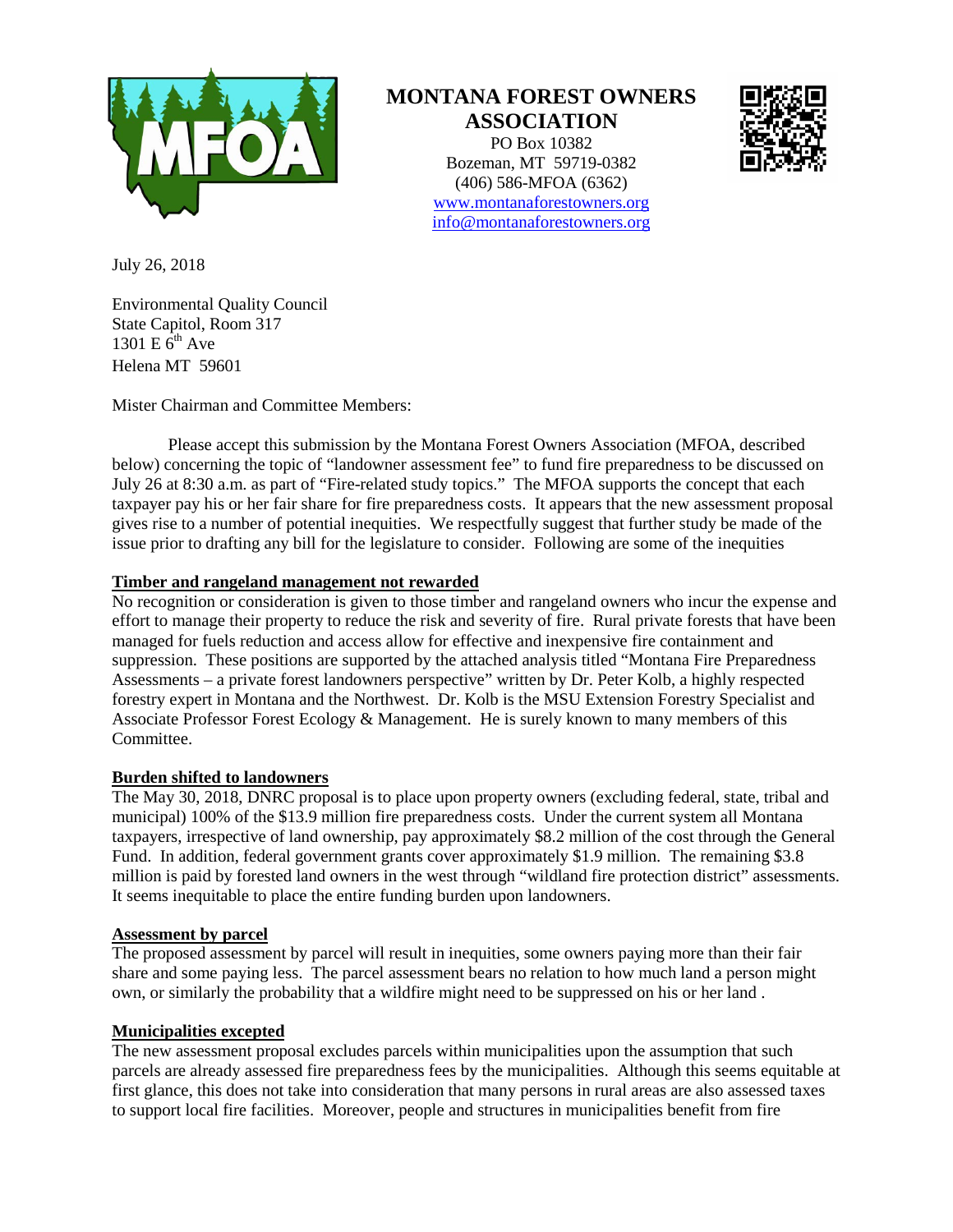**MONTANA FOREST OWNERS ASSOCIATION**

PO Box 10382
Bozeman, MT 59719-0382
(406) 586-MFOA (6362)
www.montanaforestowners.org
info@montanaforestowners.org

July 26, 2018

Environmental Quality Council
State Capitol, Room 317
1301 E 6th Ave
Helena MT 59601

Mister Chairman and Committee Members:

Please accept this submission by the Montana Forest Owners Association (MFOA, described below) concerning the topic of "landowner assessment fee" to fund fire preparedness to be discussed on July 26 at 8:30 a.m. as part of "Fire-related study topics." The MFOA supports the concept that each taxpayer pay his or her fair share for fire preparedness costs. It appears that the new assessment proposal gives rise to a number of potential inequities. We respectfully suggest that further study be made of the issue prior to drafting any bill for the legislature to consider. Following are some of the inequities

**Timber and rangeland management not rewarded**

No recognition or consideration is given to those timber and rangeland owners who incur the expense and effort to manage their property to reduce the risk and severity of fire. Rural private forests that have been managed for fuels reduction and access allow for effective and inexpensive fire containment and suppression. These positions are supported by the attached analysis titled "Montana Fire Preparedness Assessments – a private forest landowners perspective" written by Dr. Peter Kolb, a highly respected forestry expert in Montana and the Northwest. Dr. Kolb is the MSU Extension Forestry Specialist and Associate Professor Forest Ecology & Management. He is surely known to many members of this Committee.

**Burden shifted to landowners**

The May 30, 2018, DNRC proposal is to place upon property owners (excluding federal, state, tribal and municipal) 100% of the $13.9 million fire preparedness costs. Under the current system all Montana taxpayers, irrespective of land ownership, pay approximately $8.2 million of the cost through the General Fund. In addition, federal government grants cover approximately $1.9 million. The remaining $3.8 million is paid by forested land owners in the west through "wildland fire protection district" assessments. It seems inequitable to place the entire funding burden upon landowners.

**Assessment by parcel**

The proposed assessment by parcel will result in inequities, some owners paying more than their fair share and some paying less. The parcel assessment bears no relation to how much land a person might own, or similarly the probability that a wildfire might need to be suppressed on his or her land .

**Municipalities excepted**

The new assessment proposal excludes parcels within municipalities upon the assumption that such parcels are already assessed fire preparedness fees by the municipalities. Although this seems equitable at first glance, this does not take into consideration that many persons in rural areas are also assessed taxes to support local fire facilities. Moreover, people and structures in municipalities benefit from fire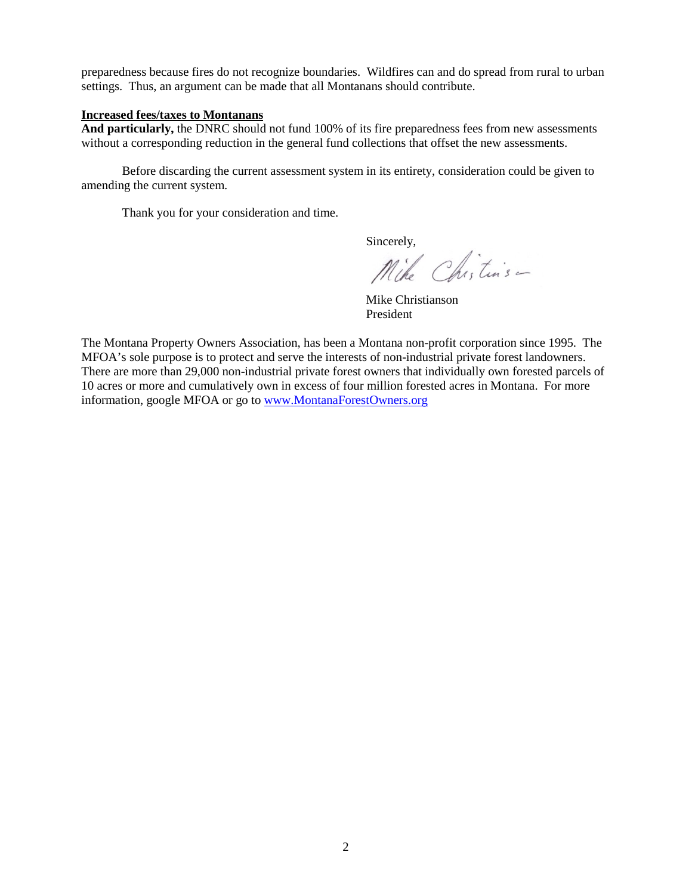preparedness because fires do not recognize boundaries. Wildfires can and do spread from rural to urban settings. Thus, an argument can be made that all Montanans should contribute.

**Increased fees/taxes to Montanans**

**And particularly,** the DNRC should not fund 100% of its fire preparedness fees from new assessments without a corresponding reduction in the general fund collections that offset the new assessments.

Before discarding the current assessment system in its entirety, consideration could be given to amending the current system.

Thank you for your consideration and time.

Sincerely,

Mike Christianson

Mike Christianson
President

The Montana Property Owners Association, has been a Montana non-profit corporation since 1995. The MFOA's sole purpose is to protect and serve the interests of non-industrial private forest landowners. There are more than 29,000 non-industrial private forest owners that individually own forested parcels of 10 acres or more and cumulatively own in excess of four million forested acres in Montana. For more information, google MFOA or go to [www.MontanaForestOwners.org](http://www.MontanaForestOwners.org)